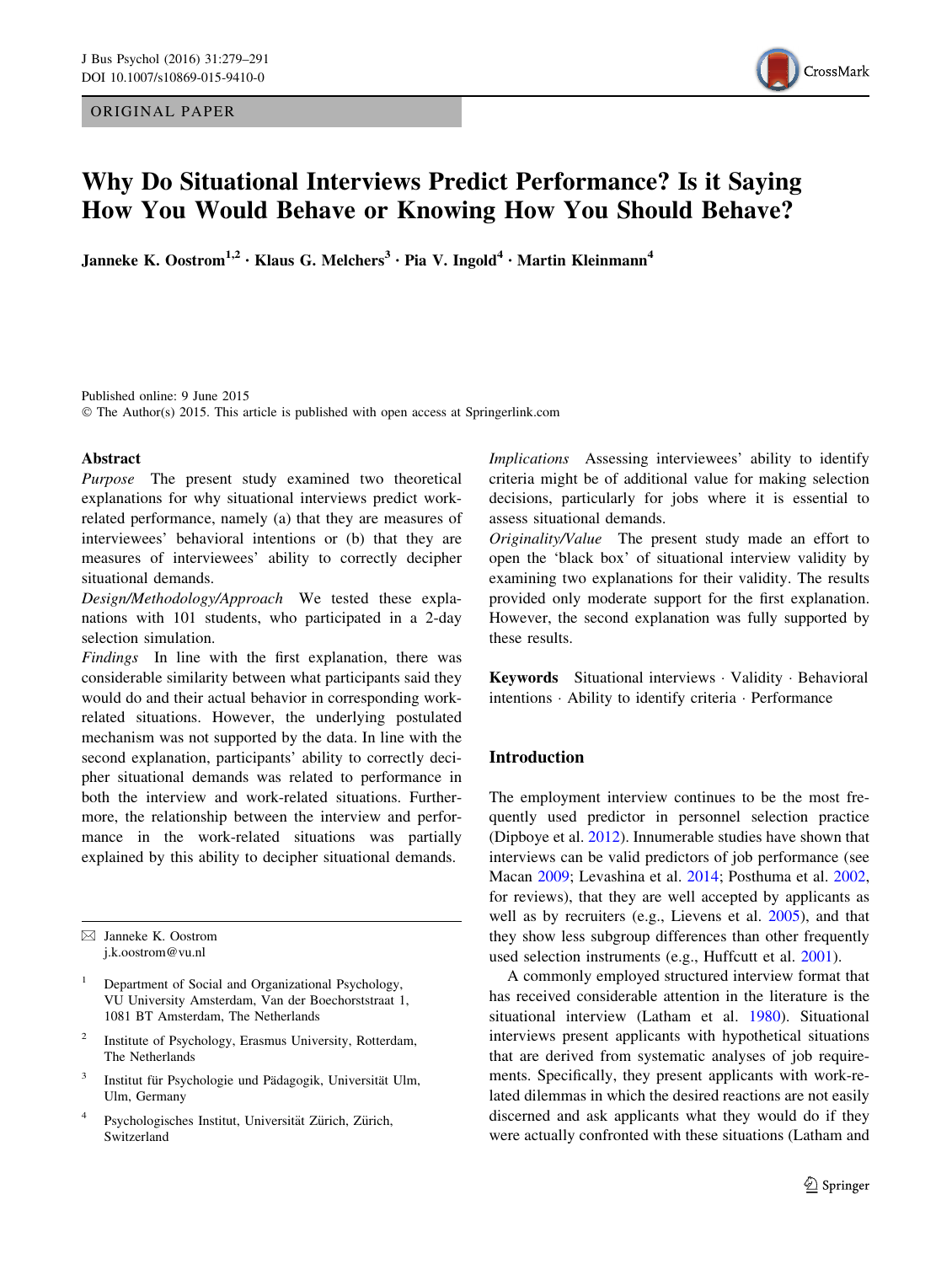ORIGINAL PAPER

# Why Do Situational Interviews Predict Performance? Is it Saying How You Would Behave or Knowing How You Should Behave?

**Janneke K. Oostrom[1,2] · Klaus G. Melchers[3] · Pia V. Ingold[4] · Martin Kleinmann[4]**

Published online: 9 June 2015
© The Author(s) 2015. This article is published with open access at Springerlink.com

## Abstract

*Purpose* The present study examined two theoretical explanations for why situational interviews predict work-related performance, namely (a) that they are measures of interviewees' behavioral intentions or (b) that they are measures of interviewees' ability to correctly decipher situational demands.

*Design/Methodology/Approach* We tested these explanations with 101 students, who participated in a 2-day selection simulation.

*Findings* In line with the first explanation, there was considerable similarity between what participants said they would do and their actual behavior in corresponding work-related situations. However, the underlying postulated mechanism was not supported by the data. In line with the second explanation, participants' ability to correctly decipher situational demands was related to performance in both the interview and work-related situations. Furthermore, the relationship between the interview and performance in the work-related situations was partially explained by this ability to decipher situational demands.

*Implications* Assessing interviewees' ability to identify criteria might be of additional value for making selection decisions, particularly for jobs where it is essential to assess situational demands.

*Originality/Value* The present study made an effort to open the 'black box' of situational interview validity by examining two explanations for their validity. The results provided only moderate support for the first explanation. However, the second explanation was fully supported by these results.

**Keywords** Situational interviews · Validity · Behavioral intentions · Ability to identify criteria · Performance

✉ Janneke K. Oostrom
j.k.oostrom@vu.nl

[1] Department of Social and Organizational Psychology, VU University Amsterdam, Van der Boechorststraat 1, 1081 BT Amsterdam, The Netherlands

[2] Institute of Psychology, Erasmus University, Rotterdam, The Netherlands

[3] Institut für Psychologie und Pädagogik, Universität Ulm, Ulm, Germany

[4] Psychologisches Institut, Universität Zürich, Zürich, Switzerland

## Introduction

The employment interview continues to be the most frequently used predictor in personnel selection practice (Dipboye et al. 2012). Innumerable studies have shown that interviews can be valid predictors of job performance (see Macan 2009; Levashina et al. 2014; Posthuma et al. 2002, for reviews), that they are well accepted by applicants as well as by recruiters (e.g., Lievens et al. 2005), and that they show less subgroup differences than other frequently used selection instruments (e.g., Huffcutt et al. 2001).

A commonly employed structured interview format that has received considerable attention in the literature is the situational interview (Latham et al. 1980). Situational interviews present applicants with hypothetical situations that are derived from systematic analyses of job requirements. Specifically, they present applicants with work-related dilemmas in which the desired reactions are not easily discerned and ask applicants what they would do if they were actually confronted with these situations (Latham and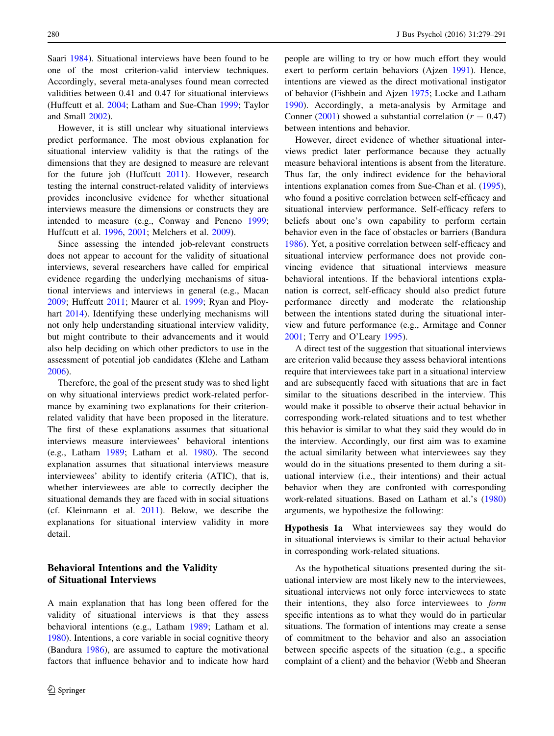Saari 1984). Situational interviews have been found to be one of the most criterion-valid interview techniques. Accordingly, several meta-analyses found mean corrected validities between 0.41 and 0.47 for situational interviews (Huffcutt et al. 2004; Latham and Sue-Chan 1999; Taylor and Small 2002).

However, it is still unclear why situational interviews predict performance. The most obvious explanation for situational interview validity is that the ratings of the dimensions that they are designed to measure are relevant for the future job (Huffcutt 2011). However, research testing the internal construct-related validity of interviews provides inconclusive evidence for whether situational interviews measure the dimensions or constructs they are intended to measure (e.g., Conway and Peneno 1999; Huffcutt et al. 1996, 2001; Melchers et al. 2009).

Since assessing the intended job-relevant constructs does not appear to account for the validity of situational interviews, several researchers have called for empirical evidence regarding the underlying mechanisms of situational interviews and interviews in general (e.g., Macan 2009; Huffcutt 2011; Maurer et al. 1999; Ryan and Ployhart 2014). Identifying these underlying mechanisms will not only help understanding situational interview validity, but might contribute to their advancements and it would also help deciding on which other predictors to use in the assessment of potential job candidates (Klehe and Latham 2006).

Therefore, the goal of the present study was to shed light on why situational interviews predict work-related performance by examining two explanations for their criterion-related validity that have been proposed in the literature. The first of these explanations assumes that situational interviews measure interviewees' behavioral intentions (e.g., Latham 1989; Latham et al. 1980). The second explanation assumes that situational interviews measure interviewees' ability to identify criteria (ATIC), that is, whether interviewees are able to correctly decipher the situational demands they are faced with in social situations (cf. Kleinmann et al. 2011). Below, we describe the explanations for situational interview validity in more detail.

## Behavioral Intentions and the Validity of Situational Interviews

A main explanation that has long been offered for the validity of situational interviews is that they assess behavioral intentions (e.g., Latham 1989; Latham et al. 1980). Intentions, a core variable in social cognitive theory (Bandura 1986), are assumed to capture the motivational factors that influence behavior and to indicate how hard people are willing to try or how much effort they would exert to perform certain behaviors (Ajzen 1991). Hence, intentions are viewed as the direct motivational instigator of behavior (Fishbein and Ajzen 1975; Locke and Latham 1990). Accordingly, a meta-analysis by Armitage and Conner (2001) showed a substantial correlation ($r = 0.47$) between intentions and behavior.

However, direct evidence of whether situational interviews predict later performance because they actually measure behavioral intentions is absent from the literature. Thus far, the only indirect evidence for the behavioral intentions explanation comes from Sue-Chan et al. (1995), who found a positive correlation between self-efficacy and situational interview performance. Self-efficacy refers to beliefs about one's own capability to perform certain behavior even in the face of obstacles or barriers (Bandura 1986). Yet, a positive correlation between self-efficacy and situational interview performance does not provide convincing evidence that situational interviews measure behavioral intentions. If the behavioral intentions explanation is correct, self-efficacy should also predict future performance directly and moderate the relationship between the intentions stated during the situational interview and future performance (e.g., Armitage and Conner 2001; Terry and O'Leary 1995).

A direct test of the suggestion that situational interviews are criterion valid because they assess behavioral intentions require that interviewees take part in a situational interview and are subsequently faced with situations that are in fact similar to the situations described in the interview. This would make it possible to observe their actual behavior in corresponding work-related situations and to test whether this behavior is similar to what they said they would do in the interview. Accordingly, our first aim was to examine the actual similarity between what interviewees say they would do in the situations presented to them during a situational interview (i.e., their intentions) and their actual behavior when they are confronted with corresponding work-related situations. Based on Latham et al.'s (1980) arguments, we hypothesize the following:

**Hypothesis 1a** What interviewees say they would do in situational interviews is similar to their actual behavior in corresponding work-related situations.

As the hypothetical situations presented during the situational interview are most likely new to the interviewees, situational interviews not only force interviewees to state their intentions, they also force interviewees to *form* specific intentions as to what they would do in particular situations. The formation of intentions may create a sense of commitment to the behavior and also an association between specific aspects of the situation (e.g., a specific complaint of a client) and the behavior (Webb and Sheeran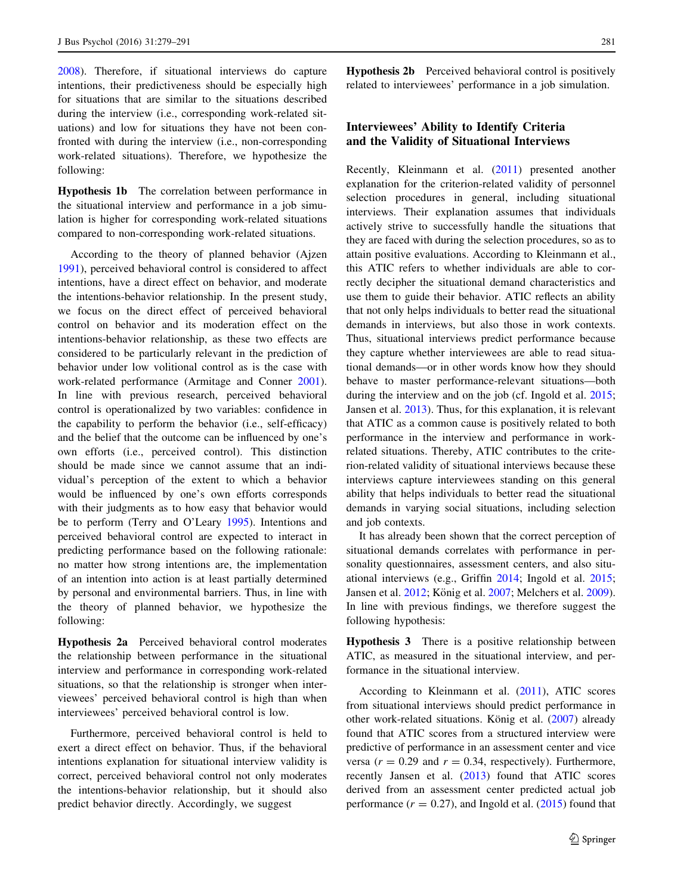2008). Therefore, if situational interviews do capture intentions, their predictiveness should be especially high for situations that are similar to the situations described during the interview (i.e., corresponding work-related situations) and low for situations they have not been confronted with during the interview (i.e., non-corresponding work-related situations). Therefore, we hypothesize the following:

**Hypothesis 1b** The correlation between performance in the situational interview and performance in a job simulation is higher for corresponding work-related situations compared to non-corresponding work-related situations.

According to the theory of planned behavior (Ajzen 1991), perceived behavioral control is considered to affect intentions, have a direct effect on behavior, and moderate the intentions-behavior relationship. In the present study, we focus on the direct effect of perceived behavioral control on behavior and its moderation effect on the intentions-behavior relationship, as these two effects are considered to be particularly relevant in the prediction of behavior under low volitional control as is the case with work-related performance (Armitage and Conner 2001). In line with previous research, perceived behavioral control is operationalized by two variables: confidence in the capability to perform the behavior (i.e., self-efficacy) and the belief that the outcome can be influenced by one's own efforts (i.e., perceived control). This distinction should be made since we cannot assume that an individual's perception of the extent to which a behavior would be influenced by one's own efforts corresponds with their judgments as to how easy that behavior would be to perform (Terry and O'Leary 1995). Intentions and perceived behavioral control are expected to interact in predicting performance based on the following rationale: no matter how strong intentions are, the implementation of an intention into action is at least partially determined by personal and environmental barriers. Thus, in line with the theory of planned behavior, we hypothesize the following:

**Hypothesis 2a** Perceived behavioral control moderates the relationship between performance in the situational interview and performance in corresponding work-related situations, so that the relationship is stronger when interviewees' perceived behavioral control is high than when interviewees' perceived behavioral control is low.

Furthermore, perceived behavioral control is held to exert a direct effect on behavior. Thus, if the behavioral intentions explanation for situational interview validity is correct, perceived behavioral control not only moderates the intentions-behavior relationship, but it should also predict behavior directly. Accordingly, we suggest

**Hypothesis 2b** Perceived behavioral control is positively related to interviewees' performance in a job simulation.

## Interviewees' Ability to Identify Criteria and the Validity of Situational Interviews

Recently, Kleinmann et al. (2011) presented another explanation for the criterion-related validity of personnel selection procedures in general, including situational interviews. Their explanation assumes that individuals actively strive to successfully handle the situations that they are faced with during the selection procedures, so as to attain positive evaluations. According to Kleinmann et al., this ATIC refers to whether individuals are able to correctly decipher the situational demand characteristics and use them to guide their behavior. ATIC reflects an ability that not only helps individuals to better read the situational demands in interviews, but also those in work contexts. Thus, situational interviews predict performance because they capture whether interviewees are able to read situational demands—or in other words know how they should behave to master performance-relevant situations—both during the interview and on the job (cf. Ingold et al. 2015; Jansen et al. 2013). Thus, for this explanation, it is relevant that ATIC as a common cause is positively related to both performance in the interview and performance in work-related situations. Thereby, ATIC contributes to the criterion-related validity of situational interviews because these interviews capture interviewees standing on this general ability that helps individuals to better read the situational demands in varying social situations, including selection and job contexts.

It has already been shown that the correct perception of situational demands correlates with performance in personality questionnaires, assessment centers, and also situational interviews (e.g., Griffin 2014; Ingold et al. 2015; Jansen et al. 2012; König et al. 2007; Melchers et al. 2009). In line with previous findings, we therefore suggest the following hypothesis:

**Hypothesis 3** There is a positive relationship between ATIC, as measured in the situational interview, and performance in the situational interview.

According to Kleinmann et al. (2011), ATIC scores from situational interviews should predict performance in other work-related situations. König et al. (2007) already found that ATIC scores from a structured interview were predictive of performance in an assessment center and vice versa ($r = 0.29$ and $r = 0.34$, respectively). Furthermore, recently Jansen et al. (2013) found that ATIC scores derived from an assessment center predicted actual job performance ($r = 0.27$), and Ingold et al. (2015) found that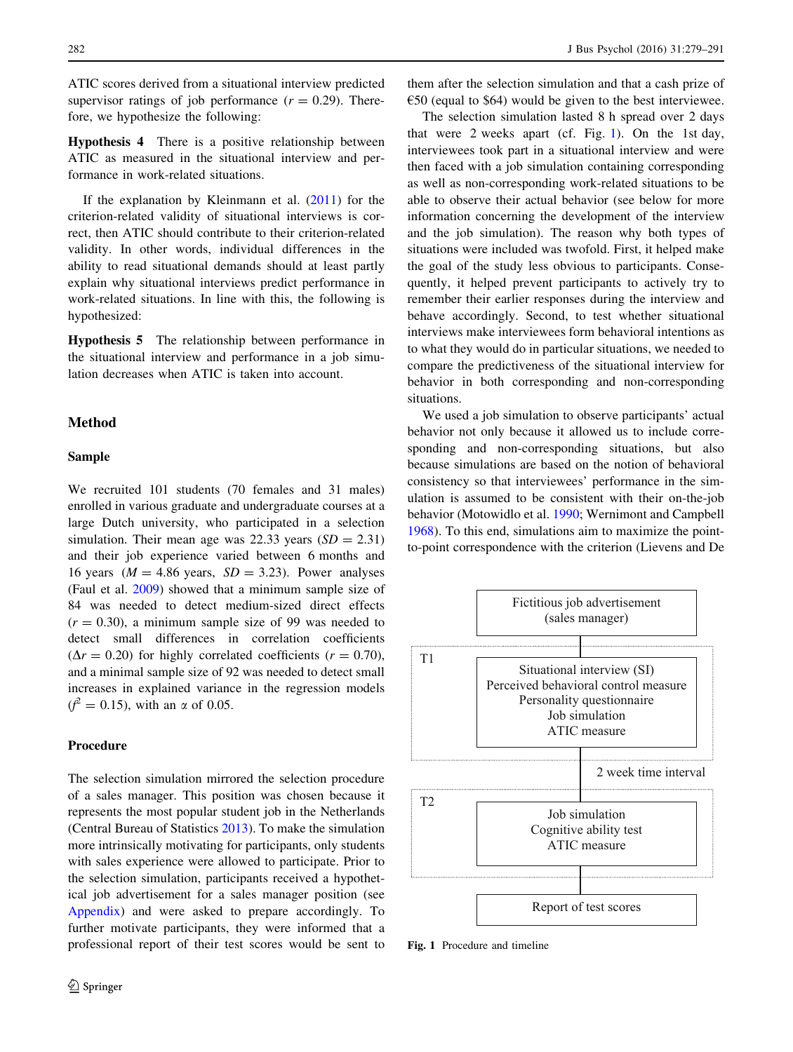ATIC scores derived from a situational interview predicted supervisor ratings of job performance ($r = 0.29$). Therefore, we hypothesize the following:

**Hypothesis 4** There is a positive relationship between ATIC as measured in the situational interview and performance in work-related situations.

If the explanation by Kleinmann et al. (2011) for the criterion-related validity of situational interviews is correct, then ATIC should contribute to their criterion-related validity. In other words, individual differences in the ability to read situational demands should at least partly explain why situational interviews predict performance in work-related situations. In line with this, the following is hypothesized:

**Hypothesis 5** The relationship between performance in the situational interview and performance in a job simulation decreases when ATIC is taken into account.

## Method

### Sample

We recruited 101 students (70 females and 31 males) enrolled in various graduate and undergraduate courses at a large Dutch university, who participated in a selection simulation. Their mean age was 22.33 years ($SD = 2.31$) and their job experience varied between 6 months and 16 years ($M = 4.86$ years, $SD = 3.23$). Power analyses (Faul et al. 2009) showed that a minimum sample size of 84 was needed to detect medium-sized direct effects ($r = 0.30$), a minimum sample size of 99 was needed to detect small differences in correlation coefficients ($\Delta r = 0.20$) for highly correlated coefficients ($r = 0.70$), and a minimal sample size of 92 was needed to detect small increases in explained variance in the regression models ($f^2 = 0.15$), with an $\alpha$ of 0.05.

### Procedure

The selection simulation mirrored the selection procedure of a sales manager. This position was chosen because it represents the most popular student job in the Netherlands (Central Bureau of Statistics 2013). To make the simulation more intrinsically motivating for participants, only students with sales experience were allowed to participate. Prior to the selection simulation, participants received a hypothetical job advertisement for a sales manager position (see Appendix) and were asked to prepare accordingly. To further motivate participants, they were informed that a professional report of their test scores would be sent to them after the selection simulation and that a cash prize of €50 (equal to $64) would be given to the best interviewee.

The selection simulation lasted 8 h spread over 2 days that were 2 weeks apart (cf. Fig. 1). On the 1st day, interviewees took part in a situational interview and were then faced with a job simulation containing corresponding as well as non-corresponding work-related situations to be able to observe their actual behavior (see below for more information concerning the development of the interview and the job simulation). The reason why both types of situations were included was twofold. First, it helped make the goal of the study less obvious to participants. Consequently, it helped prevent participants to actively try to remember their earlier responses during the interview and behave accordingly. Second, to test whether situational interviews make interviewees form behavioral intentions as to what they would do in particular situations, we needed to compare the predictiveness of the situational interview for behavior in both corresponding and non-corresponding situations.

We used a job simulation to observe participants' actual behavior not only because it allowed us to include corresponding and non-corresponding situations, but also because simulations are based on the notion of behavioral consistency so that interviewees' performance in the simulation is assumed to be consistent with their on-the-job behavior (Motowidlo et al. 1990; Wernimont and Campbell 1968). To this end, simulations aim to maximize the point-to-point correspondence with the criterion (Lievens and De

Fictitious job advertisement (sales manager)

T1: Situational interview (SI), Perceived behavioral control measure, Personality questionnaire, Job simulation, ATIC measure

2 week time interval

T2: Job simulation, Cognitive ability test, ATIC measure

Report of test scores

**Fig. 1** Procedure and timeline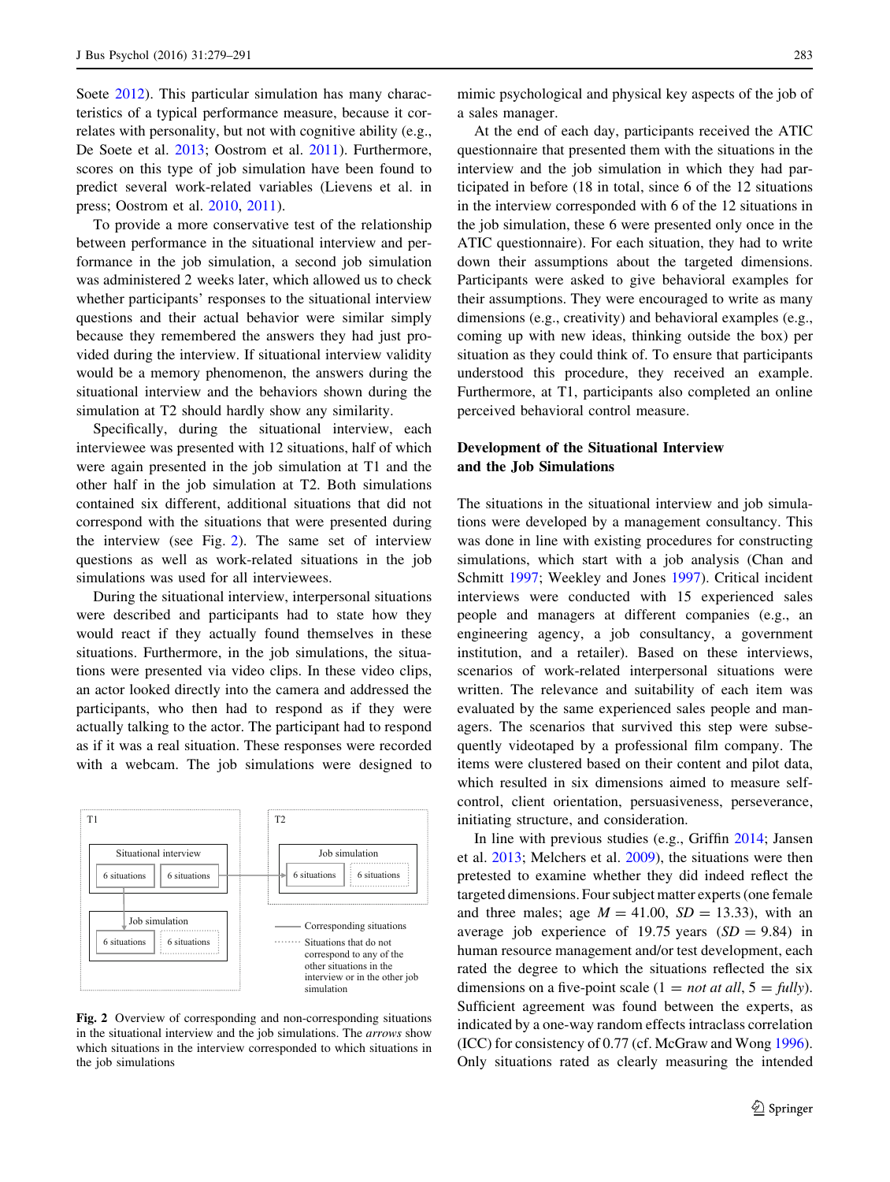Soete 2012). This particular simulation has many characteristics of a typical performance measure, because it correlates with personality, but not with cognitive ability (e.g., De Soete et al. 2013; Oostrom et al. 2011). Furthermore, scores on this type of job simulation have been found to predict several work-related variables (Lievens et al. in press; Oostrom et al. 2010, 2011).

To provide a more conservative test of the relationship between performance in the situational interview and performance in the job simulation, a second job simulation was administered 2 weeks later, which allowed us to check whether participants' responses to the situational interview questions and their actual behavior were similar simply because they remembered the answers they had just provided during the interview. If situational interview validity would be a memory phenomenon, the answers during the situational interview and the behaviors shown during the simulation at T2 should hardly show any similarity.

Specifically, during the situational interview, each interviewee was presented with 12 situations, half of which were again presented in the job simulation at T1 and the other half in the job simulation at T2. Both simulations contained six different, additional situations that did not correspond with the situations that were presented during the interview (see Fig. 2). The same set of interview questions as well as work-related situations in the job simulations was used for all interviewees.

During the situational interview, interpersonal situations were described and participants had to state how they would react if they actually found themselves in these situations. Furthermore, in the job simulations, the situations were presented via video clips. In these video clips, an actor looked directly into the camera and addressed the participants, who then had to respond as if they were actually talking to the actor. The participant had to respond as if it was a real situation. These responses were recorded with a webcam. The job simulations were designed to mimic psychological and physical key aspects of the job of a sales manager.

T1

Situational interview: 6 situations | 6 situations

Job simulation: 6 situations | 6 situations

T2

Job simulation: 6 situations | 6 situations

—— Corresponding situations

······ Situations that do not correspond to any of the other situations in the interview or in the other job simulation

**Fig. 2** Overview of corresponding and non-corresponding situations in the situational interview and the job simulations. The *arrows* show which situations in the interview corresponded to which situations in the job simulations

At the end of each day, participants received the ATIC questionnaire that presented them with the situations in the interview and the job simulation in which they had participated in before (18 in total, since 6 of the 12 situations in the interview corresponded with 6 of the 12 situations in the job simulation, these 6 were presented only once in the ATIC questionnaire). For each situation, they had to write down their assumptions about the targeted dimensions. Participants were asked to give behavioral examples for their assumptions. They were encouraged to write as many dimensions (e.g., creativity) and behavioral examples (e.g., coming up with new ideas, thinking outside the box) per situation as they could think of. To ensure that participants understood this procedure, they received an example. Furthermore, at T1, participants also completed an online perceived behavioral control measure.

## Development of the Situational Interview and the Job Simulations

The situations in the situational interview and job simulations were developed by a management consultancy. This was done in line with existing procedures for constructing simulations, which start with a job analysis (Chan and Schmitt 1997; Weekley and Jones 1997). Critical incident interviews were conducted with 15 experienced sales people and managers at different companies (e.g., an engineering agency, a job consultancy, a government institution, and a retailer). Based on these interviews, scenarios of work-related interpersonal situations were written. The relevance and suitability of each item was evaluated by the same experienced sales people and managers. The scenarios that survived this step were subsequently videotaped by a professional film company. The items were clustered based on their content and pilot data, which resulted in six dimensions aimed to measure self-control, client orientation, persuasiveness, perseverance, initiating structure, and consideration.

In line with previous studies (e.g., Griffin 2014; Jansen et al. 2013; Melchers et al. 2009), the situations were then pretested to examine whether they did indeed reflect the targeted dimensions. Four subject matter experts (one female and three males; age $M = 41.00$, $SD = 13.33$), with an average job experience of 19.75 years ($SD = 9.84$) in human resource management and/or test development, each rated the degree to which the situations reflected the six dimensions on a five-point scale (1 = *not at all*, 5 = *fully*). Sufficient agreement was found between the experts, as indicated by a one-way random effects intraclass correlation (ICC) for consistency of 0.77 (cf. McGraw and Wong 1996). Only situations rated as clearly measuring the intended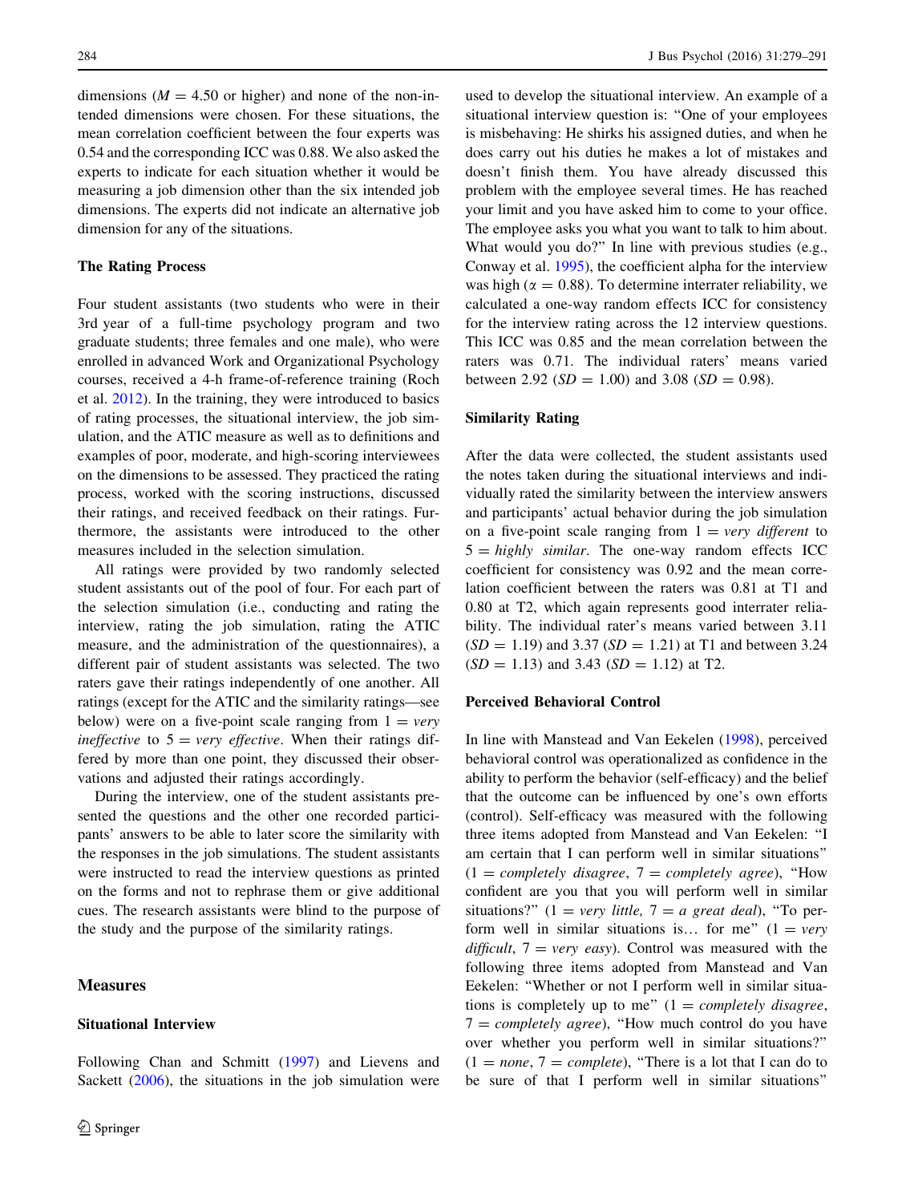dimensions ($M = 4.50$ or higher) and none of the non-intended dimensions were chosen. For these situations, the mean correlation coefficient between the four experts was 0.54 and the corresponding ICC was 0.88. We also asked the experts to indicate for each situation whether it would be measuring a job dimension other than the six intended job dimensions. The experts did not indicate an alternative job dimension for any of the situations.

### The Rating Process

Four student assistants (two students who were in their 3rd year of a full-time psychology program and two graduate students; three females and one male), who were enrolled in advanced Work and Organizational Psychology courses, received a 4-h frame-of-reference training (Roch et al. 2012). In the training, they were introduced to basics of rating processes, the situational interview, the job simulation, and the ATIC measure as well as to definitions and examples of poor, moderate, and high-scoring interviewees on the dimensions to be assessed. They practiced the rating process, worked with the scoring instructions, discussed their ratings, and received feedback on their ratings. Furthermore, the assistants were introduced to the other measures included in the selection simulation.

All ratings were provided by two randomly selected student assistants out of the pool of four. For each part of the selection simulation (i.e., conducting and rating the interview, rating the job simulation, rating the ATIC measure, and the administration of the questionnaires), a different pair of student assistants was selected. The two raters gave their ratings independently of one another. All ratings (except for the ATIC and the similarity ratings—see below) were on a five-point scale ranging from 1 = *very ineffective* to 5 = *very effective*. When their ratings differed by more than one point, they discussed their observations and adjusted their ratings accordingly.

During the interview, one of the student assistants presented the questions and the other one recorded participants' answers to be able to later score the similarity with the responses in the job simulations. The student assistants were instructed to read the interview questions as printed on the forms and not to rephrase them or give additional cues. The research assistants were blind to the purpose of the study and the purpose of the similarity ratings.

## Measures

### Situational Interview

Following Chan and Schmitt (1997) and Lievens and Sackett (2006), the situations in the job simulation were used to develop the situational interview. An example of a situational interview question is: "One of your employees is misbehaving: He shirks his assigned duties, and when he does carry out his duties he makes a lot of mistakes and doesn't finish them. You have already discussed this problem with the employee several times. He has reached your limit and you have asked him to come to your office. The employee asks you what you want to talk to him about. What would you do?" In line with previous studies (e.g., Conway et al. 1995), the coefficient alpha for the interview was high ($\alpha = 0.88$). To determine interrater reliability, we calculated a one-way random effects ICC for consistency for the interview rating across the 12 interview questions. This ICC was 0.85 and the mean correlation between the raters was 0.71. The individual raters' means varied between 2.92 ($SD = 1.00$) and 3.08 ($SD = 0.98$).

### Similarity Rating

After the data were collected, the student assistants used the notes taken during the situational interviews and individually rated the similarity between the interview answers and participants' actual behavior during the job simulation on a five-point scale ranging from 1 = *very different* to 5 = *highly similar*. The one-way random effects ICC coefficient for consistency was 0.92 and the mean correlation coefficient between the raters was 0.81 at T1 and 0.80 at T2, which again represents good interrater reliability. The individual rater's means varied between 3.11 ($SD = 1.19$) and 3.37 ($SD = 1.21$) at T1 and between 3.24 ($SD = 1.13$) and 3.43 ($SD = 1.12$) at T2.

### Perceived Behavioral Control

In line with Manstead and Van Eekelen (1998), perceived behavioral control was operationalized as confidence in the ability to perform the behavior (self-efficacy) and the belief that the outcome can be influenced by one's own efforts (control). Self-efficacy was measured with the following three items adopted from Manstead and Van Eekelen: "I am certain that I can perform well in similar situations" (1 = *completely disagree*, 7 = *completely agree*), "How confident are you that you will perform well in similar situations?" (1 = *very little*, 7 = *a great deal*), "To perform well in similar situations is… for me" (1 = *very difficult*, 7 = *very easy*). Control was measured with the following three items adopted from Manstead and Van Eekelen: "Whether or not I perform well in similar situations is completely up to me" (1 = *completely disagree*, 7 = *completely agree*), "How much control do you have over whether you perform well in similar situations?" (1 = *none*, 7 = *complete*), "There is a lot that I can do to be sure of that I perform well in similar situations"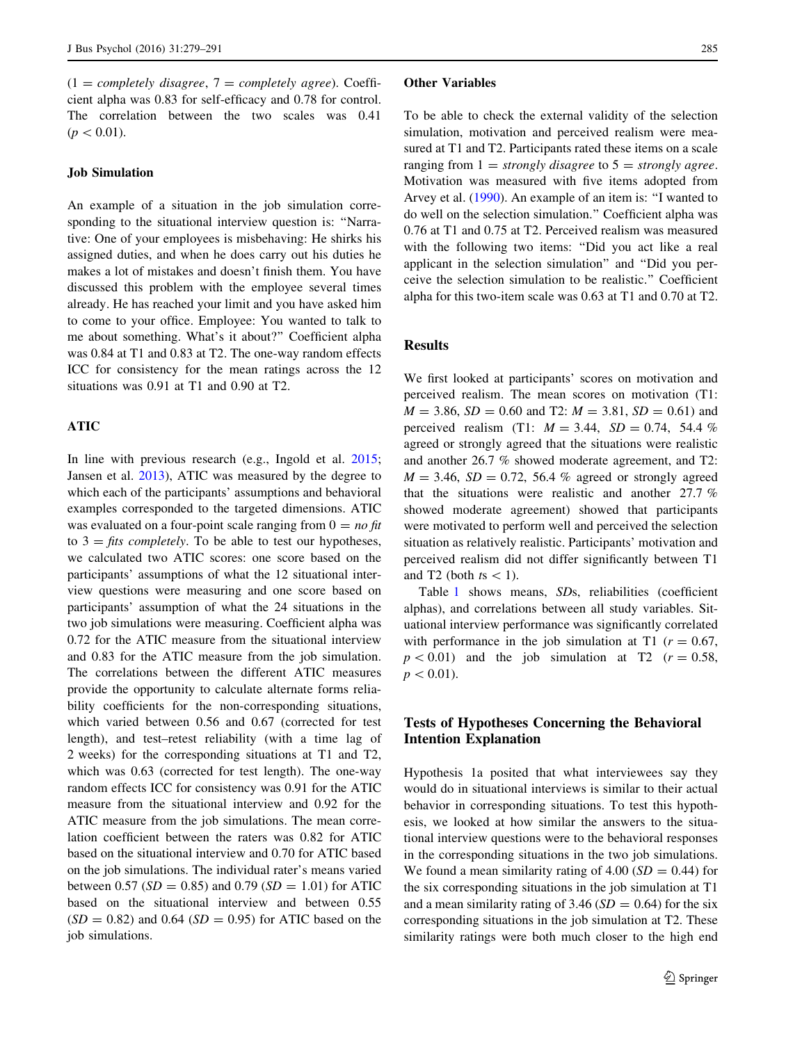(1 = *completely disagree*, 7 = *completely agree*). Coefficient alpha was 0.83 for self-efficacy and 0.78 for control. The correlation between the two scales was 0.41 ($p < 0.01$).

### Job Simulation

An example of a situation in the job simulation corresponding to the situational interview question is: "Narrative: One of your employees is misbehaving: He shirks his assigned duties, and when he does carry out his duties he makes a lot of mistakes and doesn't finish them. You have discussed this problem with the employee several times already. He has reached your limit and you have asked him to come to your office. Employee: You wanted to talk to me about something. What's it about?" Coefficient alpha was 0.84 at T1 and 0.83 at T2. The one-way random effects ICC for consistency for the mean ratings across the 12 situations was 0.91 at T1 and 0.90 at T2.

### ATIC

In line with previous research (e.g., Ingold et al. 2015; Jansen et al. 2013), ATIC was measured by the degree to which each of the participants' assumptions and behavioral examples corresponded to the targeted dimensions. ATIC was evaluated on a four-point scale ranging from 0 = *no fit* to 3 = *fits completely*. To be able to test our hypotheses, we calculated two ATIC scores: one score based on the participants' assumptions of what the 12 situational interview questions were measuring and one score based on participants' assumption of what the 24 situations in the two job simulations were measuring. Coefficient alpha was 0.72 for the ATIC measure from the situational interview and 0.83 for the ATIC measure from the job simulation. The correlations between the different ATIC measures provide the opportunity to calculate alternate forms reliability coefficients for the non-corresponding situations, which varied between 0.56 and 0.67 (corrected for test length), and test–retest reliability (with a time lag of 2 weeks) for the corresponding situations at T1 and T2, which was 0.63 (corrected for test length). The one-way random effects ICC for consistency was 0.91 for the ATIC measure from the situational interview and 0.92 for the ATIC measure from the job simulations. The mean correlation coefficient between the raters was 0.82 for ATIC based on the situational interview and 0.70 for ATIC based on the job simulations. The individual rater's means varied between 0.57 ($SD = 0.85$) and 0.79 ($SD = 1.01$) for ATIC based on the situational interview and between 0.55 ($SD = 0.82$) and 0.64 ($SD = 0.95$) for ATIC based on the job simulations.

### Other Variables

To be able to check the external validity of the selection simulation, motivation and perceived realism were measured at T1 and T2. Participants rated these items on a scale ranging from 1 = *strongly disagree* to 5 = *strongly agree*. Motivation was measured with five items adopted from Arvey et al. (1990). An example of an item is: "I wanted to do well on the selection simulation." Coefficient alpha was 0.76 at T1 and 0.75 at T2. Perceived realism was measured with the following two items: "Did you act like a real applicant in the selection simulation" and "Did you perceive the selection simulation to be realistic." Coefficient alpha for this two-item scale was 0.63 at T1 and 0.70 at T2.

## Results

We first looked at participants' scores on motivation and perceived realism. The mean scores on motivation (T1: $M = 3.86$, $SD = 0.60$ and T2: $M = 3.81$, $SD = 0.61$) and perceived realism (T1: $M = 3.44$, $SD = 0.74$, 54.4 % agreed or strongly agreed that the situations were realistic and another 26.7 % showed moderate agreement, and T2: $M = 3.46$, $SD = 0.72$, 56.4 % agreed or strongly agreed that the situations were realistic and another 27.7 % showed moderate agreement) showed that participants were motivated to perform well and perceived the selection situation as relatively realistic. Participants' motivation and perceived realism did not differ significantly between T1 and T2 (both $t$s $< 1$).

Table 1 shows means, *SD*s, reliabilities (coefficient alphas), and correlations between all study variables. Situational interview performance was significantly correlated with performance in the job simulation at T1 ($r = 0.67$, $p < 0.01$) and the job simulation at T2 ($r = 0.58$, $p < 0.01$).

## Tests of Hypotheses Concerning the Behavioral Intention Explanation

Hypothesis 1a posited that what interviewees say they would do in situational interviews is similar to their actual behavior in corresponding situations. To test this hypothesis, we looked at how similar the answers to the situational interview questions were to the behavioral responses in the corresponding situations in the two job simulations. We found a mean similarity rating of 4.00 ($SD = 0.44$) for the six corresponding situations in the job simulation at T1 and a mean similarity rating of 3.46 ($SD = 0.64$) for the six corresponding situations in the job simulation at T2. These similarity ratings were both much closer to the high end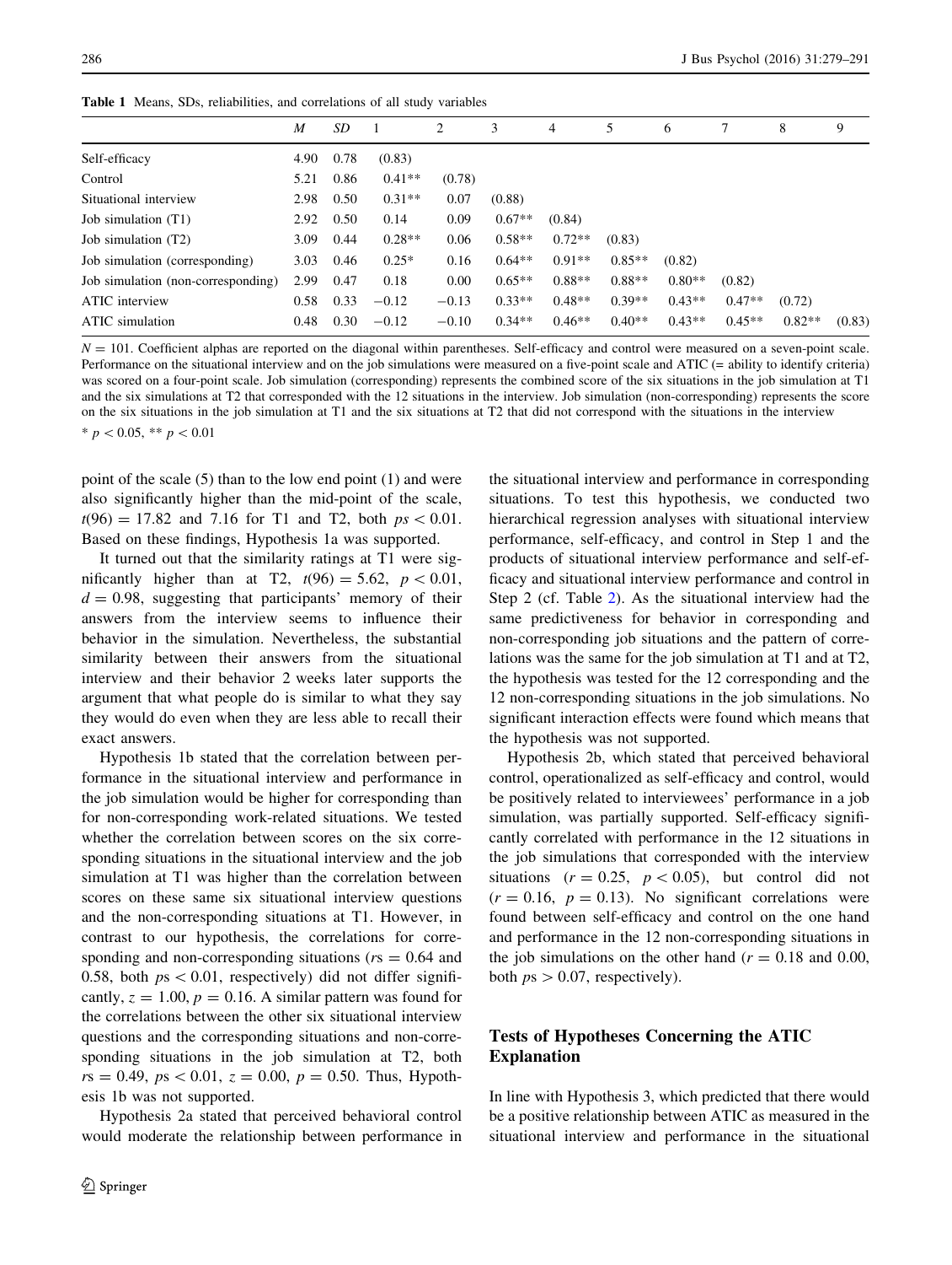**Table 1** Means, SDs, reliabilities, and correlations of all study variables

| | *M* | *SD* | 1 | 2 | 3 | 4 | 5 | 6 | 7 | 8 | 9 |
|---|---|---|---|---|---|---|---|---|---|---|---|
| Self-efficacy | 4.90 | 0.78 | (0.83) | | | | | | | | |
| Control | 5.21 | 0.86 | 0.41** | (0.78) | | | | | | | |
| Situational interview | 2.98 | 0.50 | 0.31** | 0.07 | (0.88) | | | | | | |
| Job simulation (T1) | 2.92 | 0.50 | 0.14 | 0.09 | 0.67** | (0.84) | | | | | |
| Job simulation (T2) | 3.09 | 0.44 | 0.28** | 0.06 | 0.58** | 0.72** | (0.83) | | | | |
| Job simulation (corresponding) | 3.03 | 0.46 | 0.25* | 0.16 | 0.64** | 0.91** | 0.85** | (0.82) | | | |
| Job simulation (non-corresponding) | 2.99 | 0.47 | 0.18 | 0.00 | 0.65** | 0.88** | 0.88** | 0.80** | (0.82) | | |
| ATIC interview | 0.58 | 0.33 | −0.12 | −0.13 | 0.33** | 0.48** | 0.39** | 0.43** | 0.47** | (0.72) | |
| ATIC simulation | 0.48 | 0.30 | −0.12 | −0.10 | 0.34** | 0.46** | 0.40** | 0.43** | 0.45** | 0.82** | (0.83) |

$N = 101$. Coefficient alphas are reported on the diagonal within parentheses. Self-efficacy and control were measured on a seven-point scale. Performance on the situational interview and on the job simulations were measured on a five-point scale and ATIC (= ability to identify criteria) was scored on a four-point scale. Job simulation (corresponding) represents the combined score of the six situations in the job simulation at T1 and the six simulations at T2 that corresponded with the 12 situations in the interview. Job simulation (non-corresponding) represents the score on the six situations in the job simulation at T1 and the six situations at T2 that did not correspond with the situations in the interview

\* $p < 0.05$, ** $p < 0.01$

point of the scale (5) than to the low end point (1) and were also significantly higher than the mid-point of the scale, $t(96) = 17.82$ and 7.16 for T1 and T2, both $ps < 0.01$. Based on these findings, Hypothesis 1a was supported.

It turned out that the similarity ratings at T1 were significantly higher than at T2, $t(96) = 5.62$, $p < 0.01$, $d = 0.98$, suggesting that participants' memory of their answers from the interview seems to influence their behavior in the simulation. Nevertheless, the substantial similarity between their answers from the situational interview and their behavior 2 weeks later supports the argument that what people do is similar to what they say they would do even when they are less able to recall their exact answers.

Hypothesis 1b stated that the correlation between performance in the situational interview and performance in the job simulation would be higher for corresponding than for non-corresponding work-related situations. We tested whether the correlation between scores on the six corresponding situations in the situational interview and the job simulation at T1 was higher than the correlation between scores on these same six situational interview questions and the non-corresponding situations at T1. However, in contrast to our hypothesis, the correlations for corresponding and non-corresponding situations ($rs = 0.64$ and 0.58, both $ps < 0.01$, respectively) did not differ significantly, $z = 1.00$, $p = 0.16$. A similar pattern was found for the correlations between the other six situational interview questions and the corresponding situations and non-corresponding situations in the job simulation at T2, both $rs = 0.49$, $ps < 0.01$, $z = 0.00$, $p = 0.50$. Thus, Hypothesis 1b was not supported.

Hypothesis 2a stated that perceived behavioral control would moderate the relationship between performance in the situational interview and performance in corresponding situations. To test this hypothesis, we conducted two hierarchical regression analyses with situational interview performance, self-efficacy, and control in Step 1 and the products of situational interview performance and self-efficacy and situational interview performance and control in Step 2 (cf. Table 2). As the situational interview had the same predictiveness for behavior in corresponding and non-corresponding job situations and the pattern of correlations was the same for the job simulation at T1 and at T2, the hypothesis was tested for the 12 corresponding and the 12 non-corresponding situations in the job simulations. No significant interaction effects were found which means that the hypothesis was not supported.

Hypothesis 2b, which stated that perceived behavioral control, operationalized as self-efficacy and control, would be positively related to interviewees' performance in a job simulation, was partially supported. Self-efficacy significantly correlated with performance in the 12 situations in the job simulations that corresponded with the interview situations ($r = 0.25$, $p < 0.05$), but control did not ($r = 0.16$, $p = 0.13$). No significant correlations were found between self-efficacy and control on the one hand and performance in the 12 non-corresponding situations in the job simulations on the other hand ($r = 0.18$ and 0.00, both $ps > 0.07$, respectively).

## Tests of Hypotheses Concerning the ATIC Explanation

In line with Hypothesis 3, which predicted that there would be a positive relationship between ATIC as measured in the situational interview and performance in the situational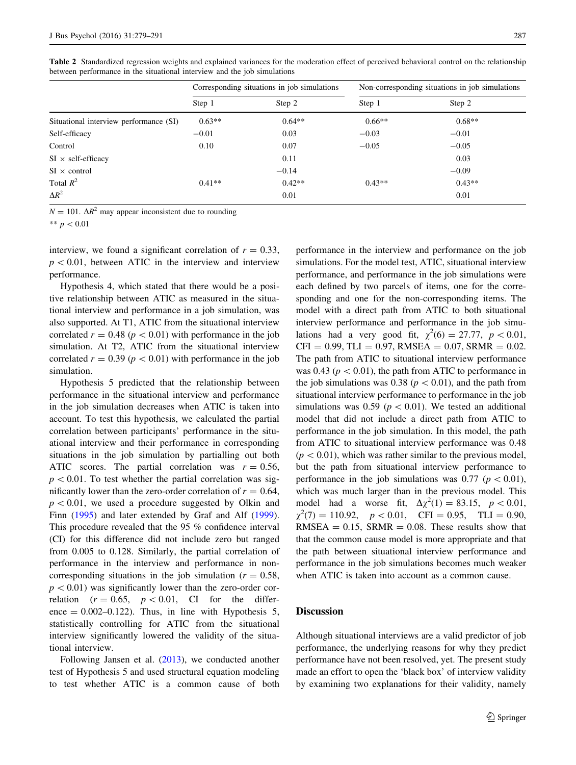**Table 2** Standardized regression weights and explained variances for the moderation effect of perceived behavioral control on the relationship between performance in the situational interview and the job simulations

| | Corresponding situations in job simulations | | Non-corresponding situations in job simulations | |
|---|---|---|---|---|
| | Step 1 | Step 2 | Step 1 | Step 2 |
| Situational interview performance (SI) | 0.63** | 0.64** | 0.66** | 0.68** |
| Self-efficacy | −0.01 | 0.03 | −0.03 | −0.01 |
| Control | 0.10 | 0.07 | −0.05 | −0.05 |
| SI × self-efficacy | | 0.11 | | 0.03 |
| SI × control | | −0.14 | | −0.09 |
| Total $R^2$ | 0.41** | 0.42** | 0.43** | 0.43** |
| $\Delta R^2$ | | 0.01 | | 0.01 |

$N = 101$. $\Delta R^2$ may appear inconsistent due to rounding

** $p < 0.01$

interview, we found a significant correlation of $r = 0.33$, $p < 0.01$, between ATIC in the interview and interview performance.

Hypothesis 4, which stated that there would be a positive relationship between ATIC as measured in the situational interview and performance in a job simulation, was also supported. At T1, ATIC from the situational interview correlated $r = 0.48$ ($p < 0.01$) with performance in the job simulation. At T2, ATIC from the situational interview correlated $r = 0.39$ ($p < 0.01$) with performance in the job simulation.

Hypothesis 5 predicted that the relationship between performance in the situational interview and performance in the job simulation decreases when ATIC is taken into account. To test this hypothesis, we calculated the partial correlation between participants' performance in the situational interview and their performance in corresponding situations in the job simulation by partialling out both ATIC scores. The partial correlation was $r = 0.56$, $p < 0.01$. To test whether the partial correlation was significantly lower than the zero-order correlation of $r = 0.64$, $p < 0.01$, we used a procedure suggested by Olkin and Finn (1995) and later extended by Graf and Alf (1999). This procedure revealed that the 95 % confidence interval (CI) for this difference did not include zero but ranged from 0.005 to 0.128. Similarly, the partial correlation of performance in the interview and performance in non-corresponding situations in the job simulation ($r = 0.58$, $p < 0.01$) was significantly lower than the zero-order correlation ($r = 0.65$, $p < 0.01$, CI for the difference = 0.002–0.122). Thus, in line with Hypothesis 5, statistically controlling for ATIC from the situational interview significantly lowered the validity of the situational interview.

Following Jansen et al. (2013), we conducted another test of Hypothesis 5 and used structural equation modeling to test whether ATIC is a common cause of both performance in the interview and performance on the job simulations. For the model test, ATIC, situational interview performance, and performance in the job simulations were each defined by two parcels of items, one for the corresponding and one for the non-corresponding items. The model with a direct path from ATIC to both situational interview performance and performance in the job simulations had a very good fit, $\chi^2(6) = 27.77$, $p < 0.01$, CFI = 0.99, TLI = 0.97, RMSEA = 0.07, SRMR = 0.02. The path from ATIC to situational interview performance was 0.43 ($p < 0.01$), the path from ATIC to performance in the job simulations was 0.38 ($p < 0.01$), and the path from situational interview performance to performance in the job simulations was 0.59 ($p < 0.01$). We tested an additional model that did not include a direct path from ATIC to performance in the job simulation. In this model, the path from ATIC to situational interview performance was 0.48 ($p < 0.01$), which was rather similar to the previous model, but the path from situational interview performance to performance in the job simulations was 0.77 ($p < 0.01$), which was much larger than in the previous model. This model had a worse fit, $\Delta\chi^2(1) = 83.15$, $p < 0.01$, $\chi^2(7) = 110.92$, $p < 0.01$, CFI = 0.95, TLI = 0.90, RMSEA = 0.15, SRMR = 0.08. These results show that that the common cause model is more appropriate and that the path between situational interview performance and performance in the job simulations becomes much weaker when ATIC is taken into account as a common cause.

## Discussion

Although situational interviews are a valid predictor of job performance, the underlying reasons for why they predict performance have not been resolved, yet. The present study made an effort to open the 'black box' of interview validity by examining two explanations for their validity, namely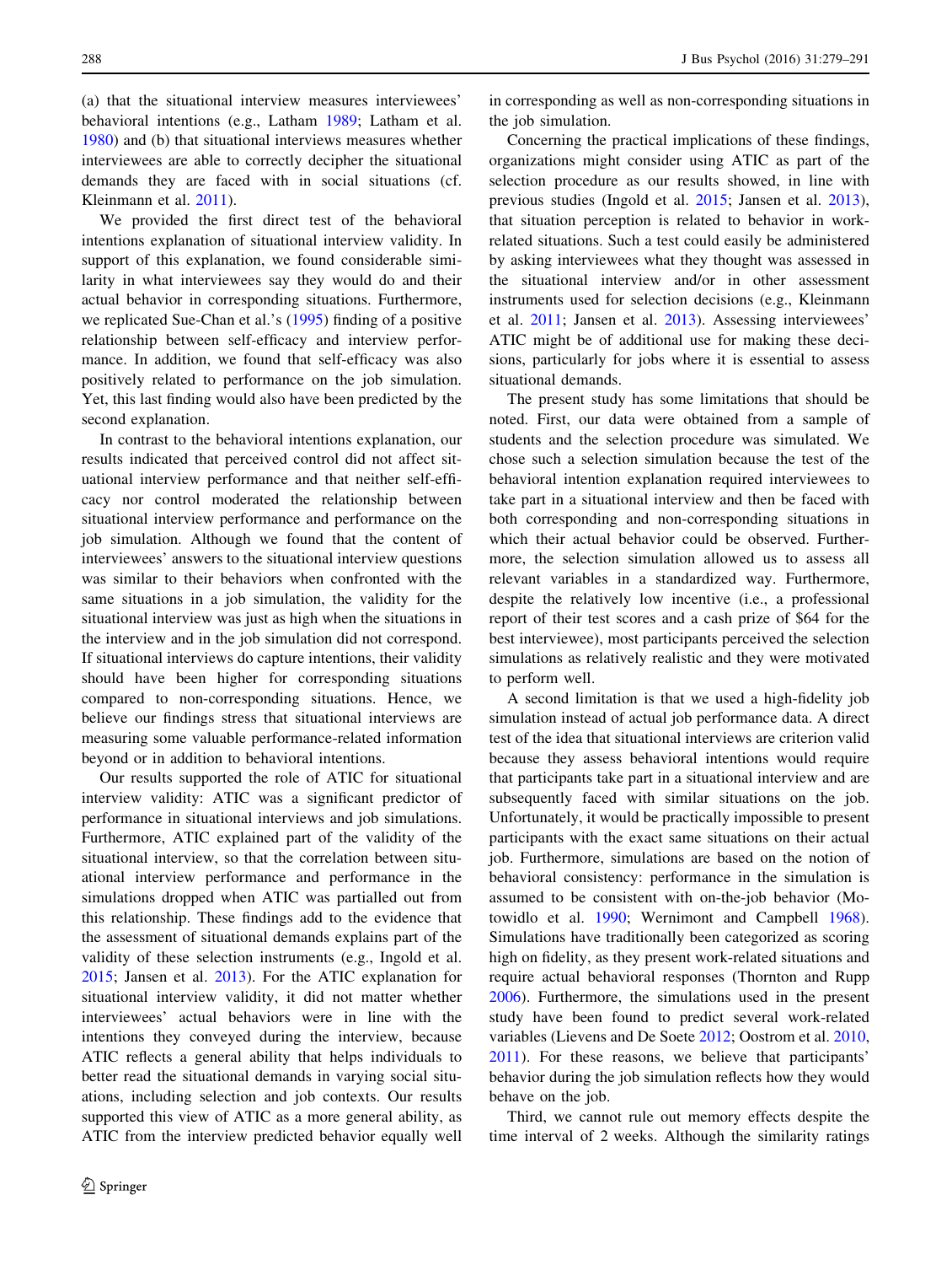(a) that the situational interview measures interviewees' behavioral intentions (e.g., Latham 1989; Latham et al. 1980) and (b) that situational interviews measures whether interviewees are able to correctly decipher the situational demands they are faced with in social situations (cf. Kleinmann et al. 2011).

We provided the first direct test of the behavioral intentions explanation of situational interview validity. In support of this explanation, we found considerable similarity in what interviewees say they would do and their actual behavior in corresponding situations. Furthermore, we replicated Sue-Chan et al.'s (1995) finding of a positive relationship between self-efficacy and interview performance. In addition, we found that self-efficacy was also positively related to performance on the job simulation. Yet, this last finding would also have been predicted by the second explanation.

In contrast to the behavioral intentions explanation, our results indicated that perceived control did not affect situational interview performance and that neither self-efficacy nor control moderated the relationship between situational interview performance and performance on the job simulation. Although we found that the content of interviewees' answers to the situational interview questions was similar to their behaviors when confronted with the same situations in a job simulation, the validity for the situational interview was just as high when the situations in the interview and in the job simulation did not correspond. If situational interviews do capture intentions, their validity should have been higher for corresponding situations compared to non-corresponding situations. Hence, we believe our findings stress that situational interviews are measuring some valuable performance-related information beyond or in addition to behavioral intentions.

Our results supported the role of ATIC for situational interview validity: ATIC was a significant predictor of performance in situational interviews and job simulations. Furthermore, ATIC explained part of the validity of the situational interview, so that the correlation between situational interview performance and performance in the simulations dropped when ATIC was partialled out from this relationship. These findings add to the evidence that the assessment of situational demands explains part of the validity of these selection instruments (e.g., Ingold et al. 2015; Jansen et al. 2013). For the ATIC explanation for situational interview validity, it did not matter whether interviewees' actual behaviors were in line with the intentions they conveyed during the interview, because ATIC reflects a general ability that helps individuals to better read the situational demands in varying social situations, including selection and job contexts. Our results supported this view of ATIC as a more general ability, as ATIC from the interview predicted behavior equally well in corresponding as well as non-corresponding situations in the job simulation.

Concerning the practical implications of these findings, organizations might consider using ATIC as part of the selection procedure as our results showed, in line with previous studies (Ingold et al. 2015; Jansen et al. 2013), that situation perception is related to behavior in work-related situations. Such a test could easily be administered by asking interviewees what they thought was assessed in the situational interview and/or in other assessment instruments used for selection decisions (e.g., Kleinmann et al. 2011; Jansen et al. 2013). Assessing interviewees' ATIC might be of additional use for making these decisions, particularly for jobs where it is essential to assess situational demands.

The present study has some limitations that should be noted. First, our data were obtained from a sample of students and the selection procedure was simulated. We chose such a selection simulation because the test of the behavioral intention explanation required interviewees to take part in a situational interview and then be faced with both corresponding and non-corresponding situations in which their actual behavior could be observed. Furthermore, the selection simulation allowed us to assess all relevant variables in a standardized way. Furthermore, despite the relatively low incentive (i.e., a professional report of their test scores and a cash prize of $64 for the best interviewee), most participants perceived the selection simulations as relatively realistic and they were motivated to perform well.

A second limitation is that we used a high-fidelity job simulation instead of actual job performance data. A direct test of the idea that situational interviews are criterion valid because they assess behavioral intentions would require that participants take part in a situational interview and are subsequently faced with similar situations on the job. Unfortunately, it would be practically impossible to present participants with the exact same situations on their actual job. Furthermore, simulations are based on the notion of behavioral consistency: performance in the simulation is assumed to be consistent with on-the-job behavior (Motowidlo et al. 1990; Wernimont and Campbell 1968). Simulations have traditionally been categorized as scoring high on fidelity, as they present work-related situations and require actual behavioral responses (Thornton and Rupp 2006). Furthermore, the simulations used in the present study have been found to predict several work-related variables (Lievens and De Soete 2012; Oostrom et al. 2010, 2011). For these reasons, we believe that participants' behavior during the job simulation reflects how they would behave on the job.

Third, we cannot rule out memory effects despite the time interval of 2 weeks. Although the similarity ratings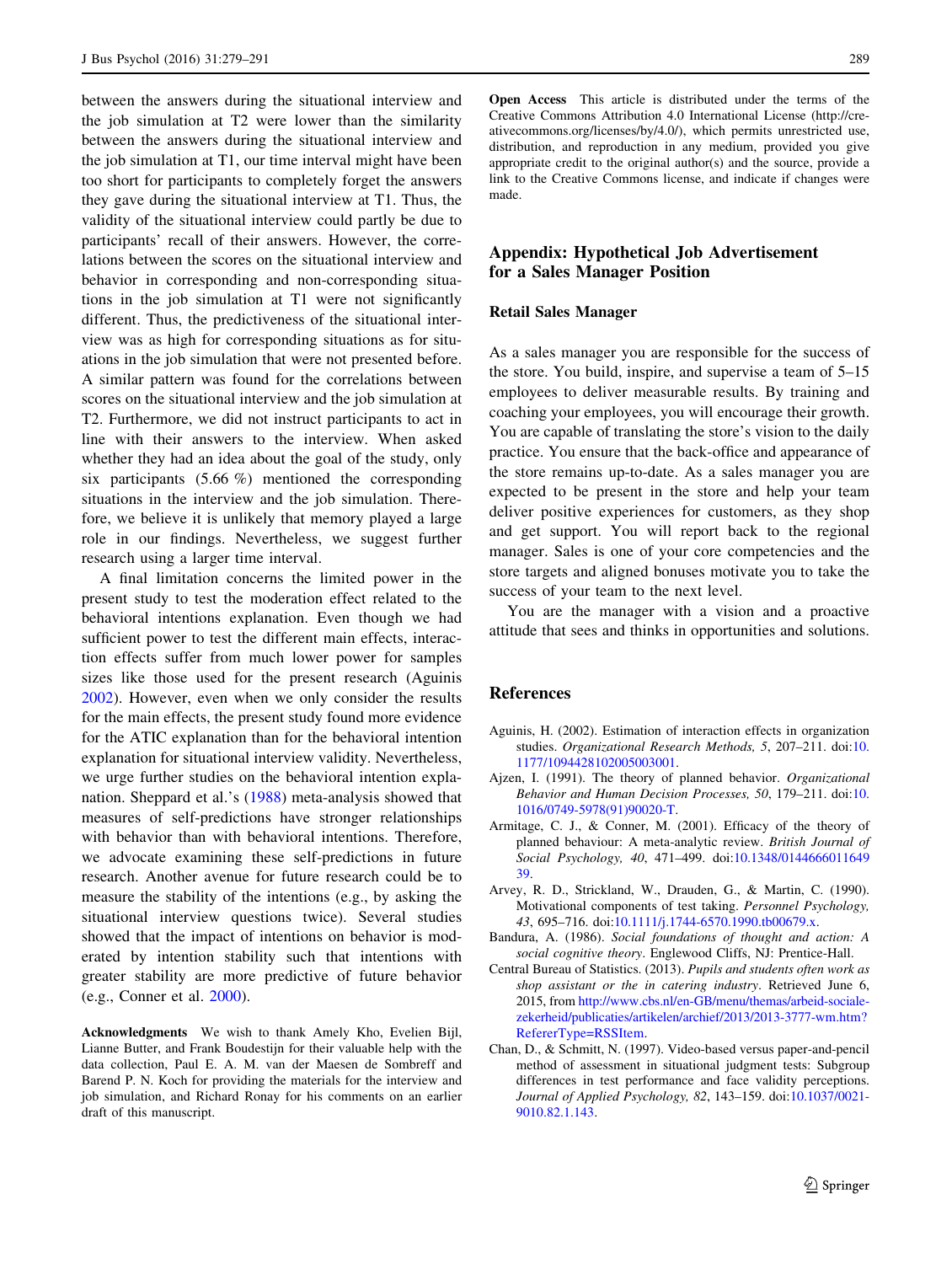between the answers during the situational interview and the job simulation at T2 were lower than the similarity between the answers during the situational interview and the job simulation at T1, our time interval might have been too short for participants to completely forget the answers they gave during the situational interview at T1. Thus, the validity of the situational interview could partly be due to participants' recall of their answers. However, the correlations between the scores on the situational interview and behavior in corresponding and non-corresponding situations in the job simulation at T1 were not significantly different. Thus, the predictiveness of the situational interview was as high for corresponding situations as for situations in the job simulation that were not presented before. A similar pattern was found for the correlations between scores on the situational interview and the job simulation at T2. Furthermore, we did not instruct participants to act in line with their answers to the interview. When asked whether they had an idea about the goal of the study, only six participants (5.66 %) mentioned the corresponding situations in the interview and the job simulation. Therefore, we believe it is unlikely that memory played a large role in our findings. Nevertheless, we suggest further research using a larger time interval.

A final limitation concerns the limited power in the present study to test the moderation effect related to the behavioral intentions explanation. Even though we had sufficient power to test the different main effects, interaction effects suffer from much lower power for samples sizes like those used for the present research (Aguinis 2002). However, even when we only consider the results for the main effects, the present study found more evidence for the ATIC explanation than for the behavioral intention explanation for situational interview validity. Nevertheless, we urge further studies on the behavioral intention explanation. Sheppard et al.'s (1988) meta-analysis showed that measures of self-predictions have stronger relationships with behavior than with behavioral intentions. Therefore, we advocate examining these self-predictions in future research. Another avenue for future research could be to measure the stability of the intentions (e.g., by asking the situational interview questions twice). Several studies showed that the impact of intentions on behavior is moderated by intention stability such that intentions with greater stability are more predictive of future behavior (e.g., Conner et al. 2000).

**Acknowledgments** We wish to thank Amely Kho, Evelien Bijl, Lianne Butter, and Frank Boudestijn for their valuable help with the data collection, Paul E. A. M. van der Maesen de Sombreff and Barend P. N. Koch for providing the materials for the interview and job simulation, and Richard Ronay for his comments on an earlier draft of this manuscript.

**Open Access** This article is distributed under the terms of the Creative Commons Attribution 4.0 International License (http://creativecommons.org/licenses/by/4.0/), which permits unrestricted use, distribution, and reproduction in any medium, provided you give appropriate credit to the original author(s) and the source, provide a link to the Creative Commons license, and indicate if changes were made.

## Appendix: Hypothetical Job Advertisement for a Sales Manager Position

### Retail Sales Manager

As a sales manager you are responsible for the success of the store. You build, inspire, and supervise a team of 5–15 employees to deliver measurable results. By training and coaching your employees, you will encourage their growth. You are capable of translating the store's vision to the daily practice. You ensure that the back-office and appearance of the store remains up-to-date. As a sales manager you are expected to be present in the store and help your team deliver positive experiences for customers, as they shop and get support. You will report back to the regional manager. Sales is one of your core competencies and the store targets and aligned bonuses motivate you to take the success of your team to the next level.

You are the manager with a vision and a proactive attitude that sees and thinks in opportunities and solutions.

## References

Aguinis, H. (2002). Estimation of interaction effects in organization studies. *Organizational Research Methods, 5*, 207–211. doi:10.1177/1094428102005003001.

Ajzen, I. (1991). The theory of planned behavior. *Organizational Behavior and Human Decision Processes, 50*, 179–211. doi:10.1016/0749-5978(91)90020-T.

Armitage, C. J., & Conner, M. (2001). Efficacy of the theory of planned behaviour: A meta-analytic review. *British Journal of Social Psychology, 40*, 471–499. doi:10.1348/014466601164939.

Arvey, R. D., Strickland, W., Drauden, G., & Martin, C. (1990). Motivational components of test taking. *Personnel Psychology, 43*, 695–716. doi:10.1111/j.1744-6570.1990.tb00679.x.

Bandura, A. (1986). *Social foundations of thought and action: A social cognitive theory*. Englewood Cliffs, NJ: Prentice-Hall.

Central Bureau of Statistics. (2013). *Pupils and students often work as shop assistant or the in catering industry*. Retrieved June 6, 2015, from http://www.cbs.nl/en-GB/menu/themas/arbeid-sociale-zekerheid/publicaties/artikelen/archief/2013/2013-3777-wm.htm?RefererType=RSSItem.

Chan, D., & Schmitt, N. (1997). Video-based versus paper-and-pencil method of assessment in situational judgment tests: Subgroup differences in test performance and face validity perceptions. *Journal of Applied Psychology, 82*, 143–159. doi:10.1037/0021-9010.82.1.143.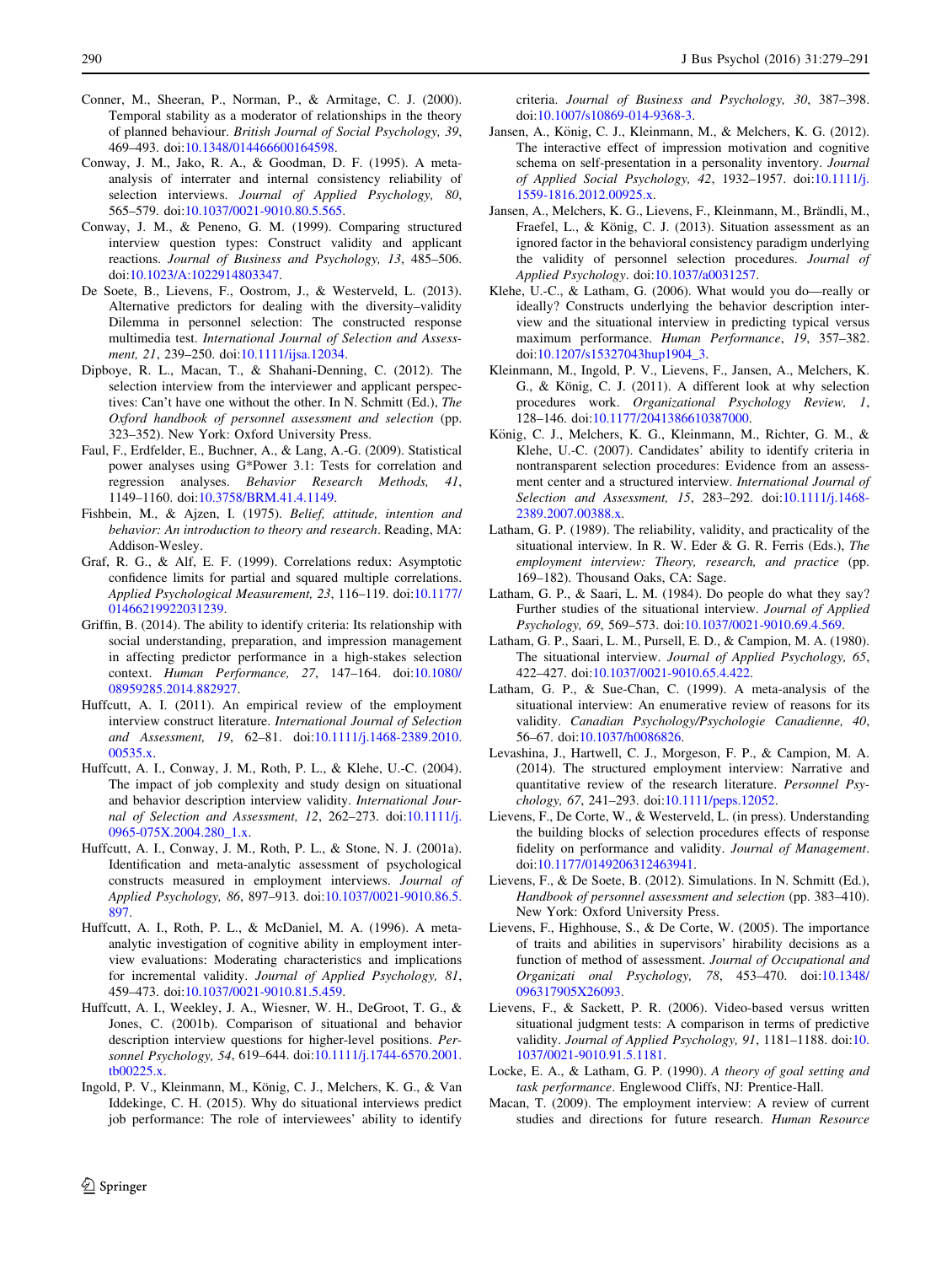Conner, M., Sheeran, P., Norman, P., & Armitage, C. J. (2000). Temporal stability as a moderator of relationships in the theory of planned behaviour. *British Journal of Social Psychology, 39*, 469–493. doi:10.1348/014466600164598.

Conway, J. M., Jako, R. A., & Goodman, D. F. (1995). A meta-analysis of interrater and internal consistency reliability of selection interviews. *Journal of Applied Psychology, 80*, 565–579. doi:10.1037/0021-9010.80.5.565.

Conway, J. M., & Peneno, G. M. (1999). Comparing structured interview question types: Construct validity and applicant reactions. *Journal of Business and Psychology, 13*, 485–506. doi:10.1023/A:1022914803347.

De Soete, B., Lievens, F., Oostrom, J., & Westerveld, L. (2013). Alternative predictors for dealing with the diversity–validity Dilemma in personnel selection: The constructed response multimedia test. *International Journal of Selection and Assessment, 21*, 239–250. doi:10.1111/ijsa.12034.

Dipboye, R. L., Macan, T., & Shahani-Denning, C. (2012). The selection interview from the interviewer and applicant perspectives: Can't have one without the other. In N. Schmitt (Ed.), *The Oxford handbook of personnel assessment and selection* (pp. 323–352). New York: Oxford University Press.

Faul, F., Erdfelder, E., Buchner, A., & Lang, A.-G. (2009). Statistical power analyses using G*Power 3.1: Tests for correlation and regression analyses. *Behavior Research Methods, 41*, 1149–1160. doi:10.3758/BRM.41.4.1149.

Fishbein, M., & Ajzen, I. (1975). *Belief, attitude, intention and behavior: An introduction to theory and research*. Reading, MA: Addison-Wesley.

Graf, R. G., & Alf, E. F. (1999). Correlations redux: Asymptotic confidence limits for partial and squared multiple correlations. *Applied Psychological Measurement, 23*, 116–119. doi:10.1177/01466219922031239.

Griffin, B. (2014). The ability to identify criteria: Its relationship with social understanding, preparation, and impression management in affecting predictor performance in a high-stakes selection context. *Human Performance, 27*, 147–164. doi:10.1080/08959285.2014.882927.

Huffcutt, A. I. (2011). An empirical review of the employment interview construct literature. *International Journal of Selection and Assessment, 19*, 62–81. doi:10.1111/j.1468-2389.2010.00535.x.

Huffcutt, A. I., Conway, J. M., Roth, P. L., & Klehe, U.-C. (2004). The impact of job complexity and study design on situational and behavior description interview validity. *International Journal of Selection and Assessment, 12*, 262–273. doi:10.1111/j.0965-075X.2004.280_1.x.

Huffcutt, A. I., Conway, J. M., Roth, P. L., & Stone, N. J. (2001a). Identification and meta-analytic assessment of psychological constructs measured in employment interviews. *Journal of Applied Psychology, 86*, 897–913. doi:10.1037/0021-9010.86.5.897.

Huffcutt, A. I., Roth, P. L., & McDaniel, M. A. (1996). A meta-analytic investigation of cognitive ability in employment interview evaluations: Moderating characteristics and implications for incremental validity. *Journal of Applied Psychology, 81*, 459–473. doi:10.1037/0021-9010.81.5.459.

Huffcutt, A. I., Weekley, J. A., Wiesner, W. H., DeGroot, T. G., & Jones, C. (2001b). Comparison of situational and behavior description interview questions for higher-level positions. *Personnel Psychology, 54*, 619–644. doi:10.1111/j.1744-6570.2001.tb00225.x.

Ingold, P. V., Kleinmann, M., König, C. J., Melchers, K. G., & Van Iddekinge, C. H. (2015). Why do situational interviews predict job performance: The role of interviewees' ability to identify criteria. *Journal of Business and Psychology, 30*, 387–398. doi:10.1007/s10869-014-9368-3.

Jansen, A., König, C. J., Kleinmann, M., & Melchers, K. G. (2012). The interactive effect of impression motivation and cognitive schema on self-presentation in a personality inventory. *Journal of Applied Social Psychology, 42*, 1932–1957. doi:10.1111/j.1559-1816.2012.00925.x.

Jansen, A., Melchers, K. G., Lievens, F., Kleinmann, M., Brändli, M., Fraefel, L., & König, C. J. (2013). Situation assessment as an ignored factor in the behavioral consistency paradigm underlying the validity of personnel selection procedures. *Journal of Applied Psychology*. doi:10.1037/a0031257.

Klehe, U.-C., & Latham, G. (2006). What would you do—really or ideally? Constructs underlying the behavior description interview and the situational interview in predicting typical versus maximum performance. *Human Performance, 19*, 357–382. doi:10.1207/s15327043hup1904_3.

Kleinmann, M., Ingold, P. V., Lievens, F., Jansen, A., Melchers, K. G., & König, C. J. (2011). A different look at why selection procedures work. *Organizational Psychology Review, 1*, 128–146. doi:10.1177/2041386610387000.

König, C. J., Melchers, K. G., Kleinmann, M., Richter, G. M., & Klehe, U.-C. (2007). Candidates' ability to identify criteria in nontransparent selection procedures: Evidence from an assessment center and a structured interview. *International Journal of Selection and Assessment, 15*, 283–292. doi:10.1111/j.1468-2389.2007.00388.x.

Latham, G. P. (1989). The reliability, validity, and practicality of the situational interview. In R. W. Eder & G. R. Ferris (Eds.), *The employment interview: Theory, research, and practice* (pp. 169–182). Thousand Oaks, CA: Sage.

Latham, G. P., & Saari, L. M. (1984). Do people do what they say? Further studies of the situational interview. *Journal of Applied Psychology, 69*, 569–573. doi:10.1037/0021-9010.69.4.569.

Latham, G. P., Saari, L. M., Pursell, E. D., & Campion, M. A. (1980). The situational interview. *Journal of Applied Psychology, 65*, 422–427. doi:10.1037/0021-9010.65.4.422.

Latham, G. P., & Sue-Chan, C. (1999). A meta-analysis of the situational interview: An enumerative review of reasons for its validity. *Canadian Psychology/Psychologie Canadienne, 40*, 56–67. doi:10.1037/h0086826.

Levashina, J., Hartwell, C. J., Morgeson, F. P., & Campion, M. A. (2014). The structured employment interview: Narrative and quantitative review of the research literature. *Personnel Psychology, 67*, 241–293. doi:10.1111/peps.12052.

Lievens, F., De Corte, W., & Westerveld, L. (in press). Understanding the building blocks of selection procedures effects of response fidelity on performance and validity. *Journal of Management*. doi:10.1177/0149206312463941.

Lievens, F., & De Soete, B. (2012). Simulations. In N. Schmitt (Ed.), *Handbook of personnel assessment and selection* (pp. 383–410). New York: Oxford University Press.

Lievens, F., Highhouse, S., & De Corte, W. (2005). The importance of traits and abilities in supervisors' hirability decisions as a function of method of assessment. *Journal of Occupational and Organizational Psychology, 78*, 453–470. doi:10.1348/096317905X26093.

Lievens, F., & Sackett, P. R. (2006). Video-based versus written situational judgment tests: A comparison in terms of predictive validity. *Journal of Applied Psychology, 91*, 1181–1188. doi:10.1037/0021-9010.91.5.1181.

Locke, E. A., & Latham, G. P. (1990). *A theory of goal setting and task performance*. Englewood Cliffs, NJ: Prentice-Hall.

Macan, T. (2009). The employment interview: A review of current studies and directions for future research. *Human Resource*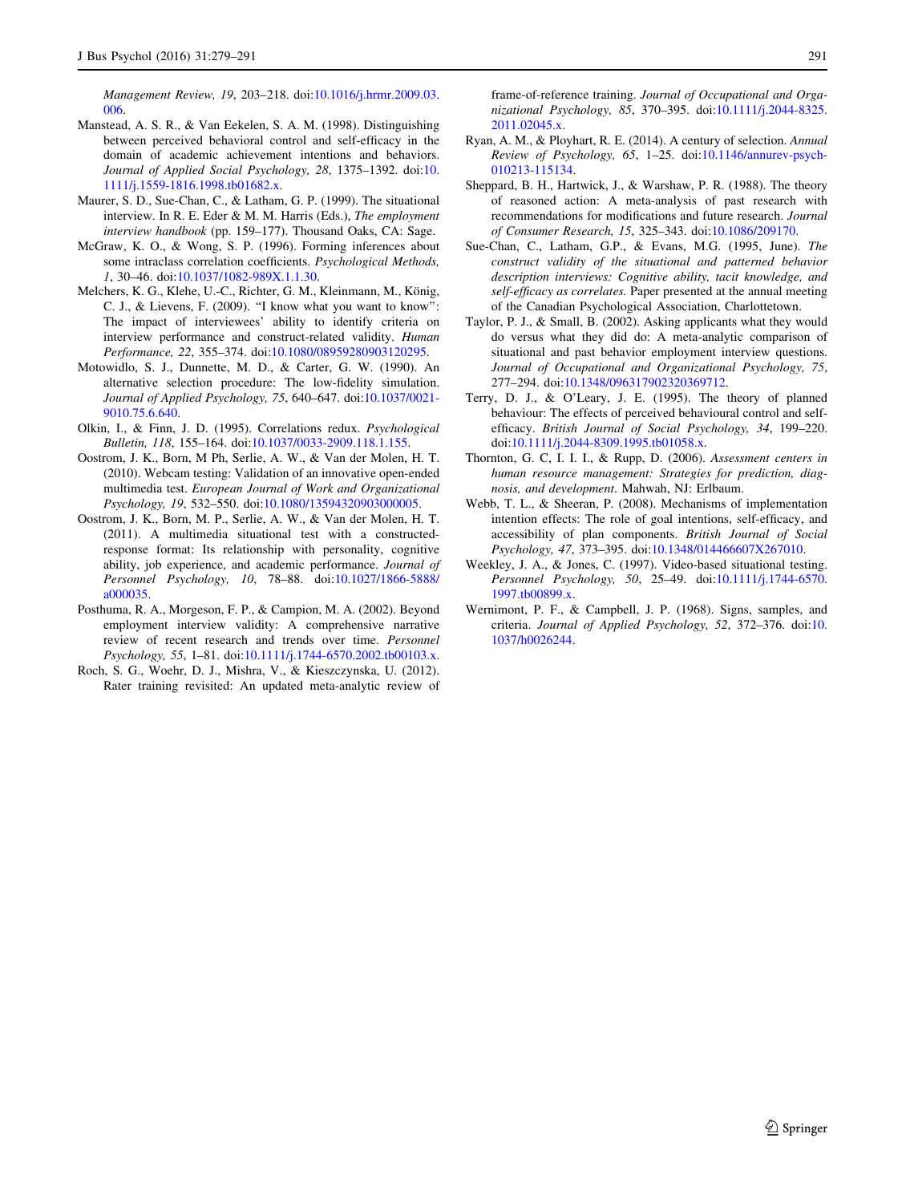Management Review, 19, 203–218. doi:10.1016/j.hrmr.2009.03.006.

Manstead, A. S. R., & Van Eekelen, S. A. M. (1998). Distinguishing between perceived behavioral control and self-efficacy in the domain of academic achievement intentions and behaviors. *Journal of Applied Social Psychology, 28*, 1375–1392. doi:10.1111/j.1559-1816.1998.tb01682.x.

Maurer, S. D., Sue-Chan, C., & Latham, G. P. (1999). The situational interview. In R. E. Eder & M. M. Harris (Eds.), *The employment interview handbook* (pp. 159–177). Thousand Oaks, CA: Sage.

McGraw, K. O., & Wong, S. P. (1996). Forming inferences about some intraclass correlation coefficients. *Psychological Methods, 1*, 30–46. doi:10.1037/1082-989X.1.1.30.

Melchers, K. G., Klehe, U.-C., Richter, G. M., Kleinmann, M., König, C. J., & Lievens, F. (2009). "I know what you want to know": The impact of interviewees' ability to identify criteria on interview performance and construct-related validity. *Human Performance, 22*, 355–374. doi:10.1080/08959280903120295.

Motowidlo, S. J., Dunnette, M. D., & Carter, G. W. (1990). An alternative selection procedure: The low-fidelity simulation. *Journal of Applied Psychology, 75*, 640–647. doi:10.1037/0021-9010.75.6.640.

Olkin, I., & Finn, J. D. (1995). Correlations redux. *Psychological Bulletin, 118*, 155–164. doi:10.1037/0033-2909.118.1.155.

Oostrom, J. K., Born, M Ph, Serlie, A. W., & Van der Molen, H. T. (2010). Webcam testing: Validation of an innovative open-ended multimedia test. *European Journal of Work and Organizational Psychology, 19*, 532–550. doi:10.1080/13594320903000005.

Oostrom, J. K., Born, M. P., Serlie, A. W., & Van der Molen, H. T. (2011). A multimedia situational test with a constructed-response format: Its relationship with personality, cognitive ability, job experience, and academic performance. *Journal of Personnel Psychology, 10*, 78–88. doi:10.1027/1866-5888/a000035.

Posthuma, R. A., Morgeson, F. P., & Campion, M. A. (2002). Beyond employment interview validity: A comprehensive narrative review of recent research and trends over time. *Personnel Psychology, 55*, 1–81. doi:10.1111/j.1744-6570.2002.tb00103.x.

Roch, S. G., Woehr, D. J., Mishra, V., & Kieszczynska, U. (2012). Rater training revisited: An updated meta-analytic review of frame-of-reference training. *Journal of Occupational and Organizational Psychology, 85*, 370–395. doi:10.1111/j.2044-8325.2011.02045.x.

Ryan, A. M., & Ployhart, R. E. (2014). A century of selection. *Annual Review of Psychology, 65*, 1–25. doi:10.1146/annurev-psych-010213-115134.

Sheppard, B. H., Hartwick, J., & Warshaw, P. R. (1988). The theory of reasoned action: A meta-analysis of past research with recommendations for modifications and future research. *Journal of Consumer Research, 15*, 325–343. doi:10.1086/209170.

Sue-Chan, C., Latham, G.P., & Evans, M.G. (1995, June). *The construct validity of the situational and patterned behavior description interviews: Cognitive ability, tacit knowledge, and self-efficacy as correlates.* Paper presented at the annual meeting of the Canadian Psychological Association, Charlottetown.

Taylor, P. J., & Small, B. (2002). Asking applicants what they would do versus what they did do: A meta-analytic comparison of situational and past behavior employment interview questions. *Journal of Occupational and Organizational Psychology, 75*, 277–294. doi:10.1348/096317902320369712.

Terry, D. J., & O'Leary, J. E. (1995). The theory of planned behaviour: The effects of perceived behavioural control and self-efficacy. *British Journal of Social Psychology, 34*, 199–220. doi:10.1111/j.2044-8309.1995.tb01058.x.

Thornton, G. C, I. I. I., & Rupp, D. (2006). *Assessment centers in human resource management: Strategies for prediction, diagnosis, and development*. Mahwah, NJ: Erlbaum.

Webb, T. L., & Sheeran, P. (2008). Mechanisms of implementation intention effects: The role of goal intentions, self-efficacy, and accessibility of plan components. *British Journal of Social Psychology, 47*, 373–395. doi:10.1348/014466607X267010.

Weekley, J. A., & Jones, C. (1997). Video-based situational testing. *Personnel Psychology, 50*, 25–49. doi:10.1111/j.1744-6570.1997.tb00899.x.

Wernimont, P. F., & Campbell, J. P. (1968). Signs, samples, and criteria. *Journal of Applied Psychology, 52*, 372–376. doi:10.1037/h0026244.